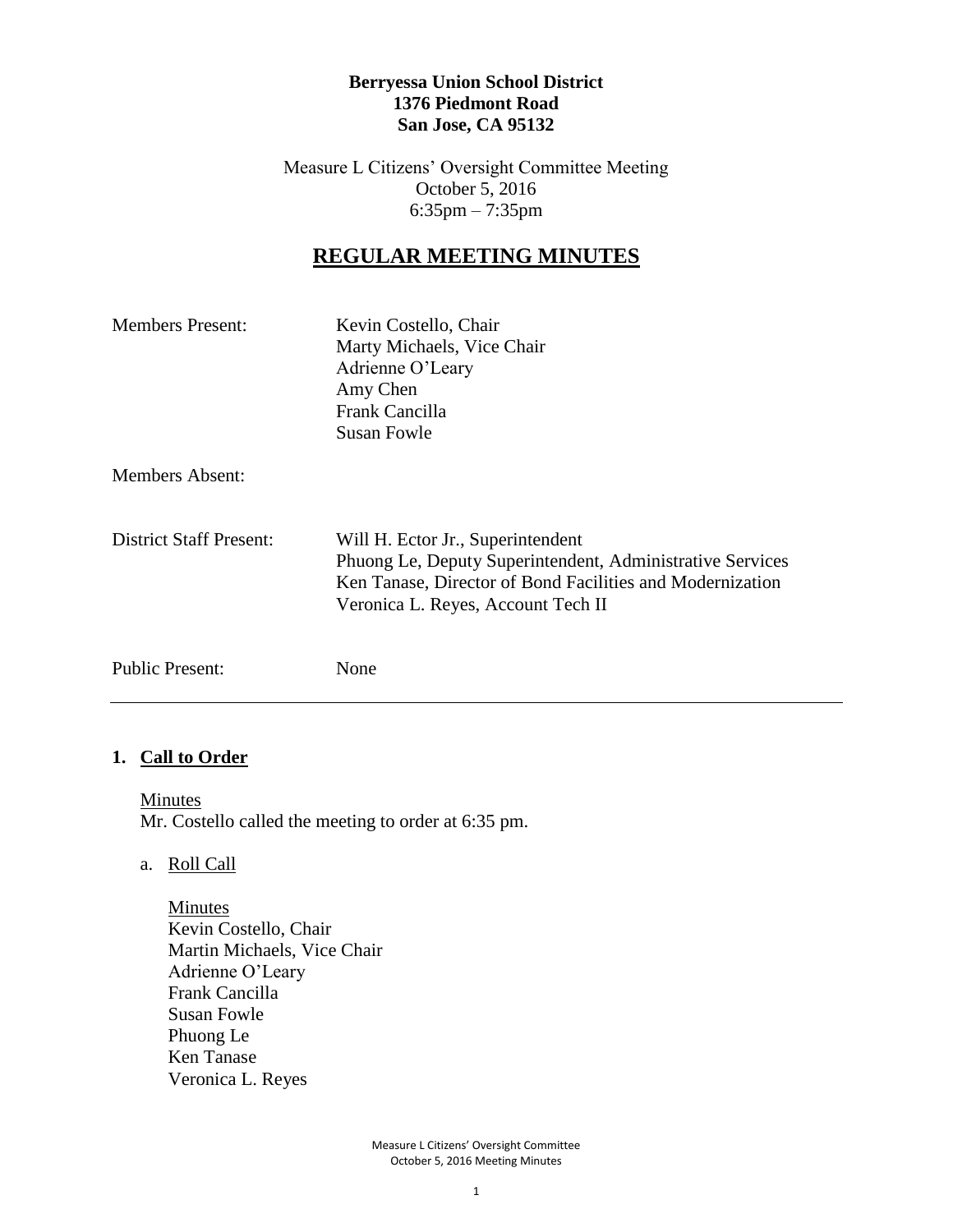**Berryessa Union School District**
**1376 Piedmont Road**
**San Jose, CA 95132**

Measure L Citizens' Oversight Committee Meeting
October 5, 2016
6:35pm – 7:35pm

# REGULAR MEETING MINUTES

| | |
|---|---|
| Members Present: | Kevin Costello, Chair<br>Marty Michaels, Vice Chair<br>Adrienne O'Leary<br>Amy Chen<br>Frank Cancilla<br>Susan Fowle |
| Members Absent: | |
| District Staff Present: | Will H. Ector Jr., Superintendent<br>Phuong Le, Deputy Superintendent, Administrative Services<br>Ken Tanase, Director of Bond Facilities and Modernization<br>Veronica L. Reyes, Account Tech II |
| Public Present: | None |

---

## 1. Call to Order

Minutes
Mr. Costello called the meeting to order at 6:35 pm.

a. Roll Call

Minutes
Kevin Costello, Chair
Martin Michaels, Vice Chair
Adrienne O'Leary
Frank Cancilla
Susan Fowle
Phuong Le
Ken Tanase
Veronica L. Reyes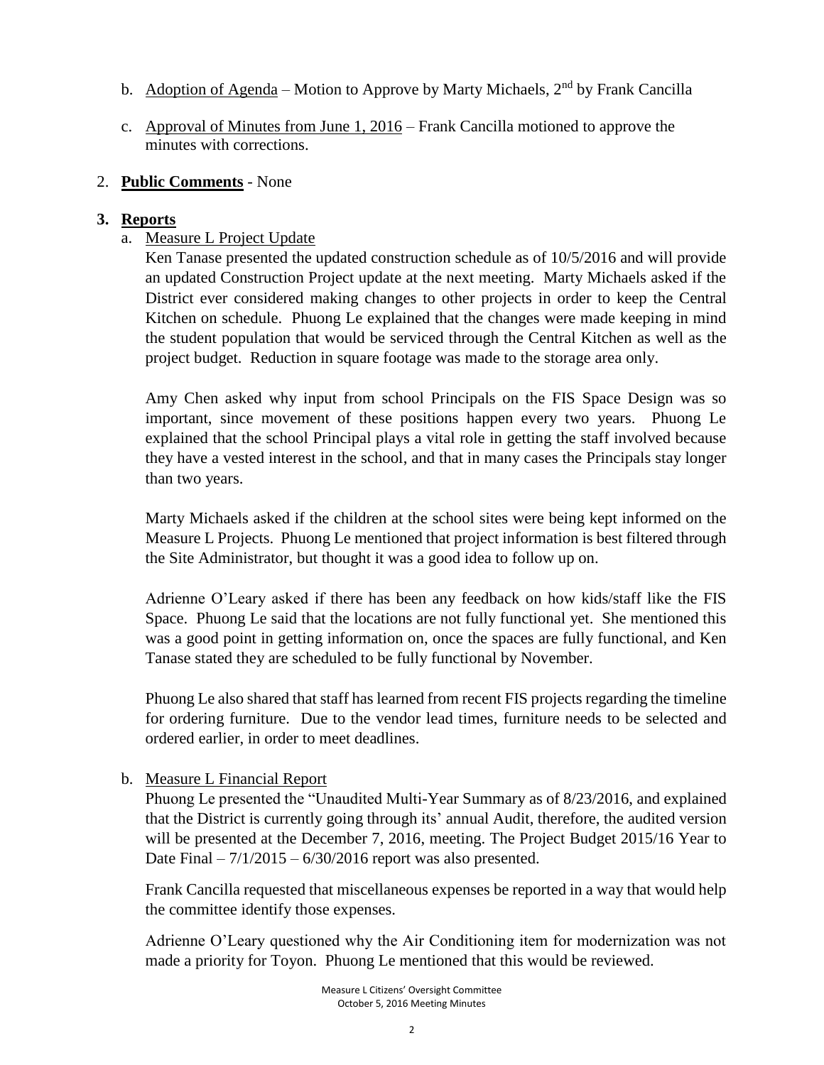b. Adoption of Agenda – Motion to Approve by Marty Michaels, 2nd by Frank Cancilla

c. Approval of Minutes from June 1, 2016 – Frank Cancilla motioned to approve the minutes with corrections.

2. **Public Comments** - None

3. **Reports**

a. Measure L Project Update

Ken Tanase presented the updated construction schedule as of 10/5/2016 and will provide an updated Construction Project update at the next meeting. Marty Michaels asked if the District ever considered making changes to other projects in order to keep the Central Kitchen on schedule. Phuong Le explained that the changes were made keeping in mind the student population that would be serviced through the Central Kitchen as well as the project budget. Reduction in square footage was made to the storage area only.

Amy Chen asked why input from school Principals on the FIS Space Design was so important, since movement of these positions happen every two years. Phuong Le explained that the school Principal plays a vital role in getting the staff involved because they have a vested interest in the school, and that in many cases the Principals stay longer than two years.

Marty Michaels asked if the children at the school sites were being kept informed on the Measure L Projects. Phuong Le mentioned that project information is best filtered through the Site Administrator, but thought it was a good idea to follow up on.

Adrienne O'Leary asked if there has been any feedback on how kids/staff like the FIS Space. Phuong Le said that the locations are not fully functional yet. She mentioned this was a good point in getting information on, once the spaces are fully functional, and Ken Tanase stated they are scheduled to be fully functional by November.

Phuong Le also shared that staff has learned from recent FIS projects regarding the timeline for ordering furniture. Due to the vendor lead times, furniture needs to be selected and ordered earlier, in order to meet deadlines.

b. Measure L Financial Report

Phuong Le presented the "Unaudited Multi-Year Summary as of 8/23/2016, and explained that the District is currently going through its' annual Audit, therefore, the audited version will be presented at the December 7, 2016, meeting. The Project Budget 2015/16 Year to Date Final – 7/1/2015 – 6/30/2016 report was also presented.

Frank Cancilla requested that miscellaneous expenses be reported in a way that would help the committee identify those expenses.

Adrienne O'Leary questioned why the Air Conditioning item for modernization was not made a priority for Toyon. Phuong Le mentioned that this would be reviewed.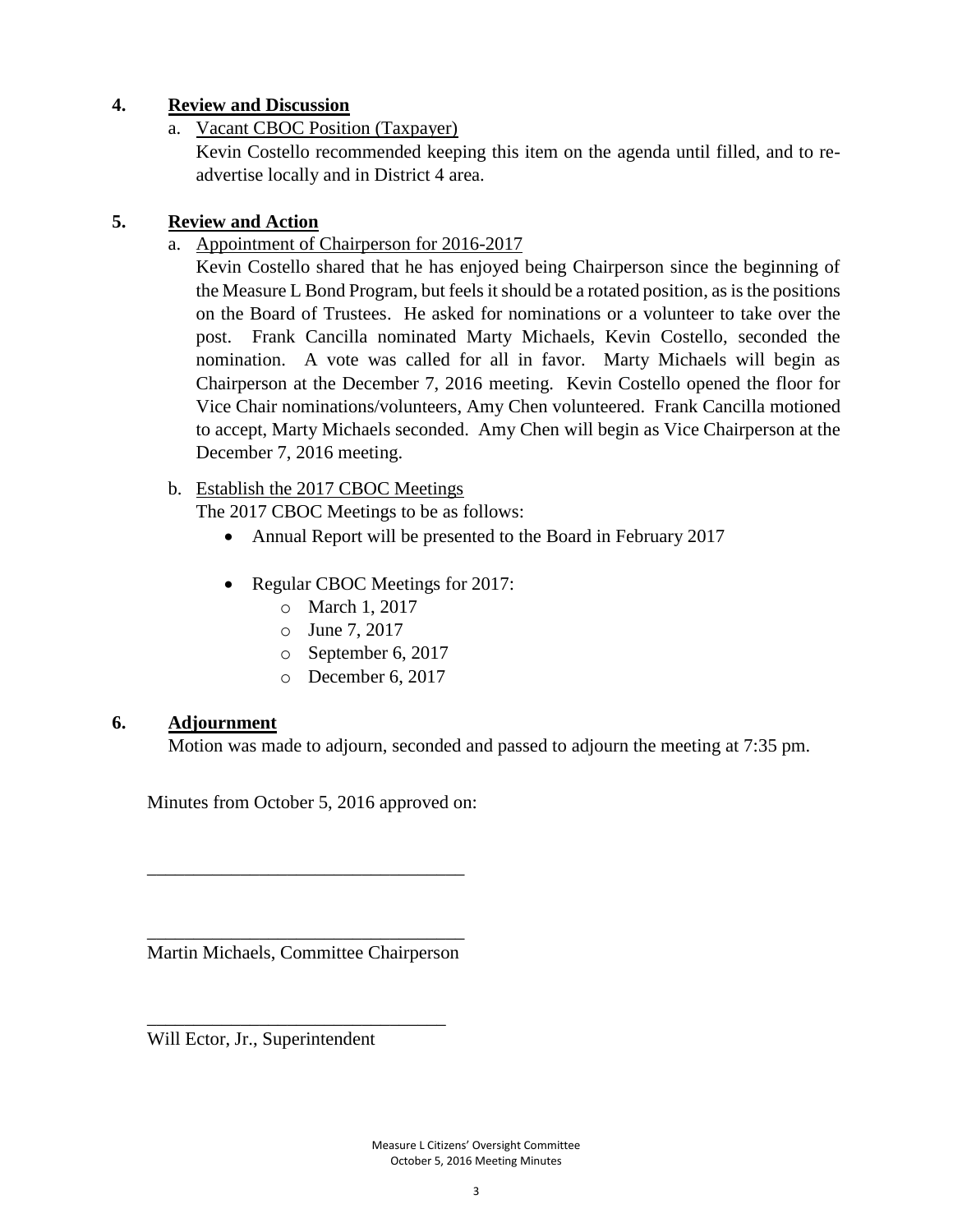**4. Review and Discussion**

a. Vacant CBOC Position (Taxpayer)

Kevin Costello recommended keeping this item on the agenda until filled, and to re-advertise locally and in District 4 area.

**5. Review and Action**

a. Appointment of Chairperson for 2016-2017

Kevin Costello shared that he has enjoyed being Chairperson since the beginning of the Measure L Bond Program, but feels it should be a rotated position, as is the positions on the Board of Trustees. He asked for nominations or a volunteer to take over the post. Frank Cancilla nominated Marty Michaels, Kevin Costello, seconded the nomination. A vote was called for all in favor. Marty Michaels will begin as Chairperson at the December 7, 2016 meeting. Kevin Costello opened the floor for Vice Chair nominations/volunteers, Amy Chen volunteered. Frank Cancilla motioned to accept, Marty Michaels seconded. Amy Chen will begin as Vice Chairperson at the December 7, 2016 meeting.

b. Establish the 2017 CBOC Meetings

The 2017 CBOC Meetings to be as follows:

- Annual Report will be presented to the Board in February 2017
- Regular CBOC Meetings for 2017:
  - March 1, 2017
  - June 7, 2017
  - September 6, 2017
  - December 6, 2017

**6. Adjournment**

Motion was made to adjourn, seconded and passed to adjourn the meeting at 7:35 pm.

Minutes from October 5, 2016 approved on:

\_\_\_\_\_\_\_\_\_\_\_\_\_\_\_\_\_\_\_\_\_\_\_\_\_\_\_\_\_\_\_\_\_\_

\_\_\_\_\_\_\_\_\_\_\_\_\_\_\_\_\_\_\_\_\_\_\_\_\_\_\_\_\_\_\_\_\_\_

Martin Michaels, Committee Chairperson

\_\_\_\_\_\_\_\_\_\_\_\_\_\_\_\_\_\_\_\_\_\_\_\_\_\_\_\_\_\_\_\_\_

Will Ector, Jr., Superintendent